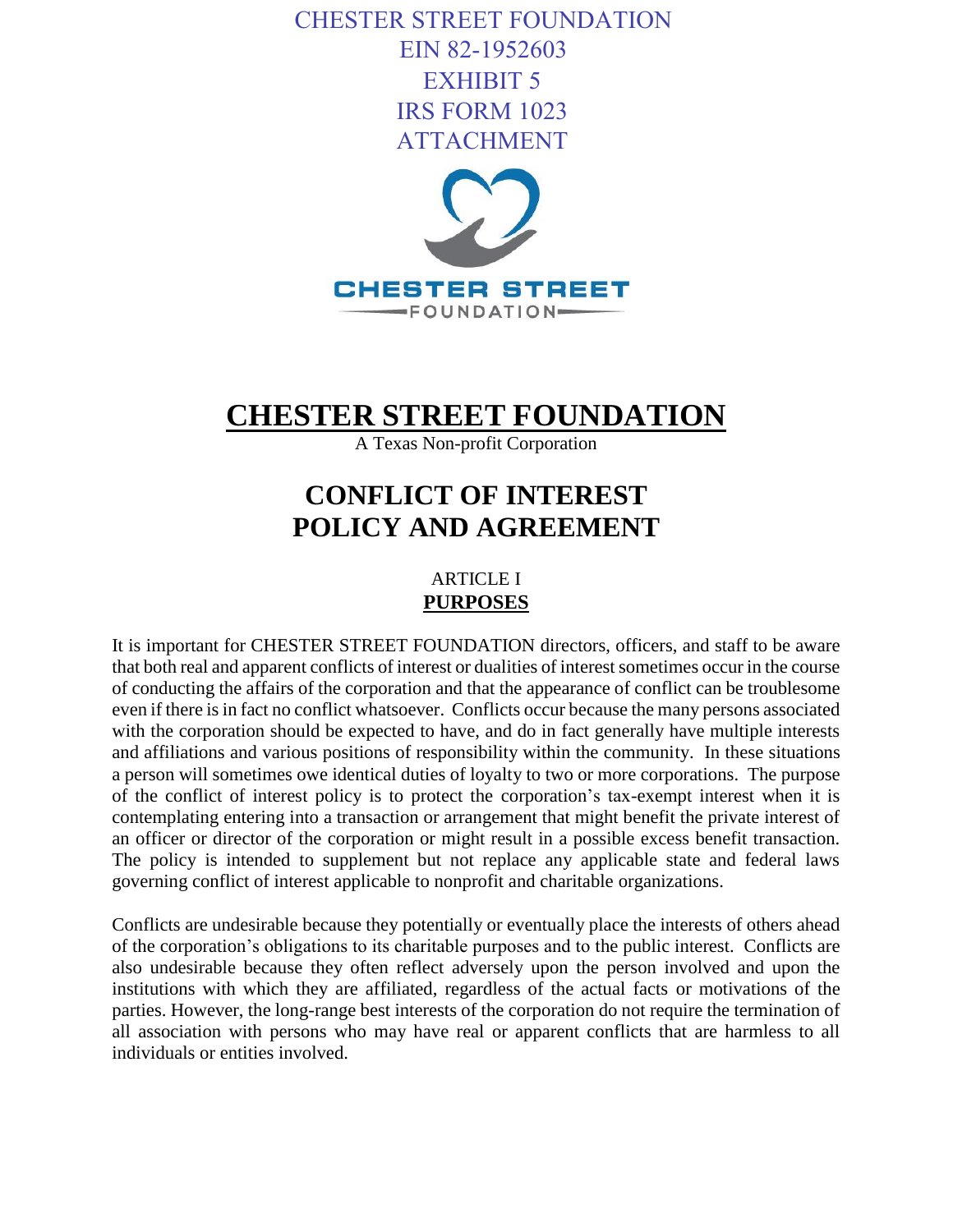CHESTER STREET FOUNDATION
EIN 82-1952603
EXHIBIT 5
IRS FORM 1023
ATTACHMENT

CHESTER STREET
FOUNDATION

# CHESTER STREET FOUNDATION

A Texas Non-profit Corporation

# CONFLICT OF INTEREST POLICY AND AGREEMENT

## ARTICLE I
## PURPOSES

It is important for CHESTER STREET FOUNDATION directors, officers, and staff to be aware that both real and apparent conflicts of interest or dualities of interest sometimes occur in the course of conducting the affairs of the corporation and that the appearance of conflict can be troublesome even if there is in fact no conflict whatsoever. Conflicts occur because the many persons associated with the corporation should be expected to have, and do in fact generally have multiple interests and affiliations and various positions of responsibility within the community. In these situations a person will sometimes owe identical duties of loyalty to two or more corporations. The purpose of the conflict of interest policy is to protect the corporation's tax-exempt interest when it is contemplating entering into a transaction or arrangement that might benefit the private interest of an officer or director of the corporation or might result in a possible excess benefit transaction. The policy is intended to supplement but not replace any applicable state and federal laws governing conflict of interest applicable to nonprofit and charitable organizations.

Conflicts are undesirable because they potentially or eventually place the interests of others ahead of the corporation's obligations to its charitable purposes and to the public interest. Conflicts are also undesirable because they often reflect adversely upon the person involved and upon the institutions with which they are affiliated, regardless of the actual facts or motivations of the parties. However, the long-range best interests of the corporation do not require the termination of all association with persons who may have real or apparent conflicts that are harmless to all individuals or entities involved.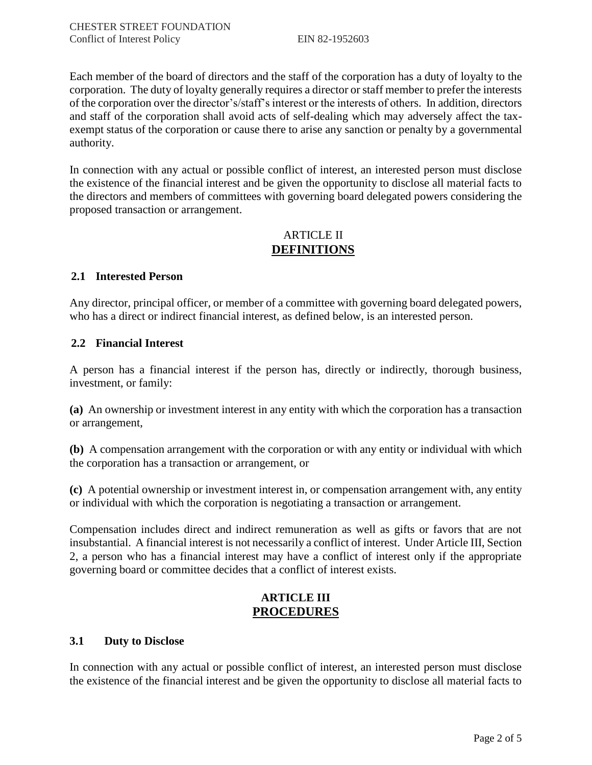Each member of the board of directors and the staff of the corporation has a duty of loyalty to the corporation. The duty of loyalty generally requires a director or staff member to prefer the interests of the corporation over the director's/staff's interest or the interests of others. In addition, directors and staff of the corporation shall avoid acts of self-dealing which may adversely affect the tax-exempt status of the corporation or cause there to arise any sanction or penalty by a governmental authority.

In connection with any actual or possible conflict of interest, an interested person must disclose the existence of the financial interest and be given the opportunity to disclose all material facts to the directors and members of committees with governing board delegated powers considering the proposed transaction or arrangement.

## ARTICLE II
## DEFINITIONS

### 2.1 Interested Person

Any director, principal officer, or member of a committee with governing board delegated powers, who has a direct or indirect financial interest, as defined below, is an interested person.

### 2.2 Financial Interest

A person has a financial interest if the person has, directly or indirectly, thorough business, investment, or family:

**(a)** An ownership or investment interest in any entity with which the corporation has a transaction or arrangement,

**(b)** A compensation arrangement with the corporation or with any entity or individual with which the corporation has a transaction or arrangement, or

**(c)** A potential ownership or investment interest in, or compensation arrangement with, any entity or individual with which the corporation is negotiating a transaction or arrangement.

Compensation includes direct and indirect remuneration as well as gifts or favors that are not insubstantial. A financial interest is not necessarily a conflict of interest. Under Article III, Section 2, a person who has a financial interest may have a conflict of interest only if the appropriate governing board or committee decides that a conflict of interest exists.

## ARTICLE III
## PROCEDURES

### 3.1 Duty to Disclose

In connection with any actual or possible conflict of interest, an interested person must disclose the existence of the financial interest and be given the opportunity to disclose all material facts to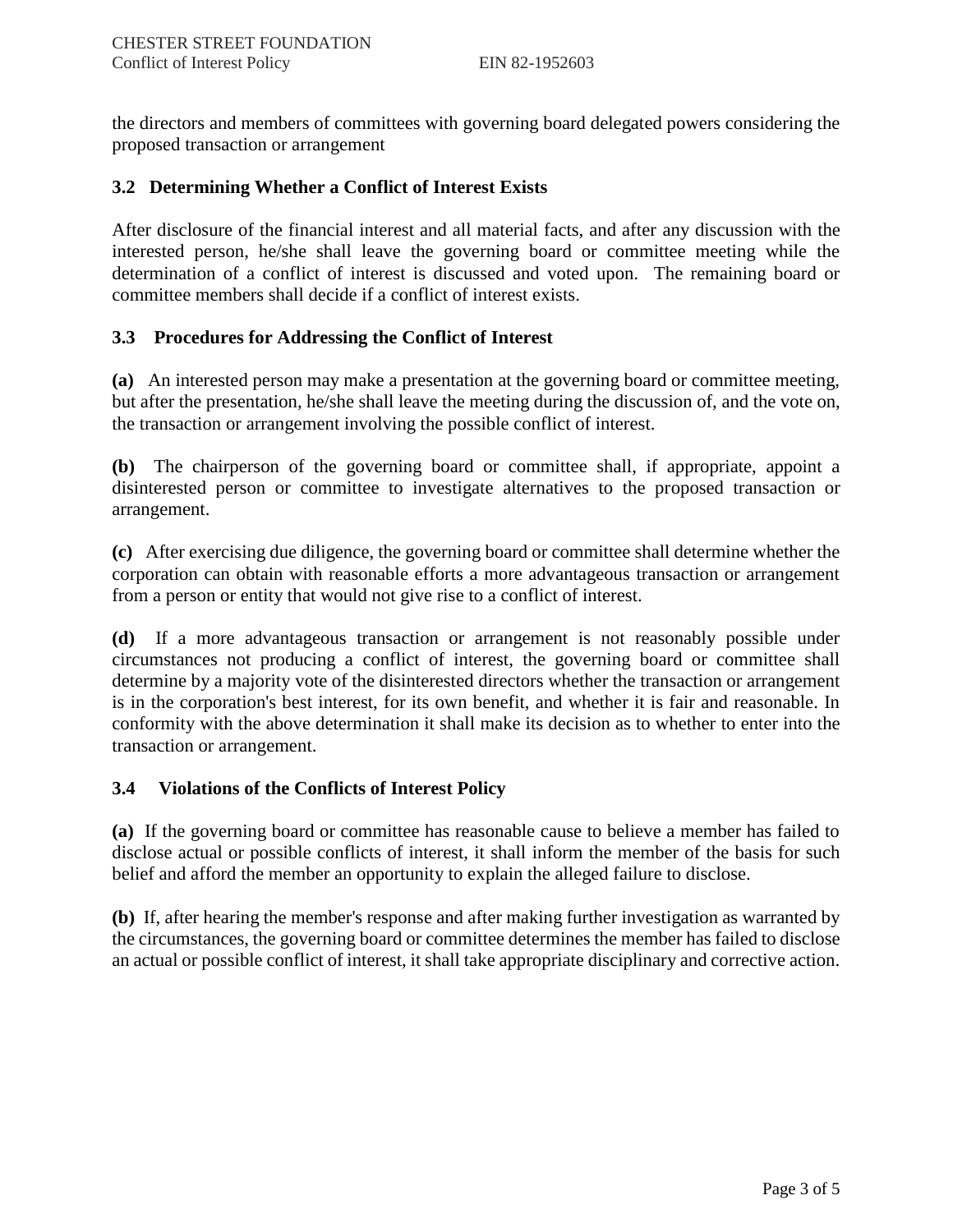the directors and members of committees with governing board delegated powers considering the proposed transaction or arrangement

### 3.2 Determining Whether a Conflict of Interest Exists

After disclosure of the financial interest and all material facts, and after any discussion with the interested person, he/she shall leave the governing board or committee meeting while the determination of a conflict of interest is discussed and voted upon. The remaining board or committee members shall decide if a conflict of interest exists.

### 3.3 Procedures for Addressing the Conflict of Interest

**(a)** An interested person may make a presentation at the governing board or committee meeting, but after the presentation, he/she shall leave the meeting during the discussion of, and the vote on, the transaction or arrangement involving the possible conflict of interest.

**(b)** The chairperson of the governing board or committee shall, if appropriate, appoint a disinterested person or committee to investigate alternatives to the proposed transaction or arrangement.

**(c)** After exercising due diligence, the governing board or committee shall determine whether the corporation can obtain with reasonable efforts a more advantageous transaction or arrangement from a person or entity that would not give rise to a conflict of interest.

**(d)** If a more advantageous transaction or arrangement is not reasonably possible under circumstances not producing a conflict of interest, the governing board or committee shall determine by a majority vote of the disinterested directors whether the transaction or arrangement is in the corporation's best interest, for its own benefit, and whether it is fair and reasonable. In conformity with the above determination it shall make its decision as to whether to enter into the transaction or arrangement.

### 3.4 Violations of the Conflicts of Interest Policy

**(a)** If the governing board or committee has reasonable cause to believe a member has failed to disclose actual or possible conflicts of interest, it shall inform the member of the basis for such belief and afford the member an opportunity to explain the alleged failure to disclose.

**(b)** If, after hearing the member's response and after making further investigation as warranted by the circumstances, the governing board or committee determines the member has failed to disclose an actual or possible conflict of interest, it shall take appropriate disciplinary and corrective action.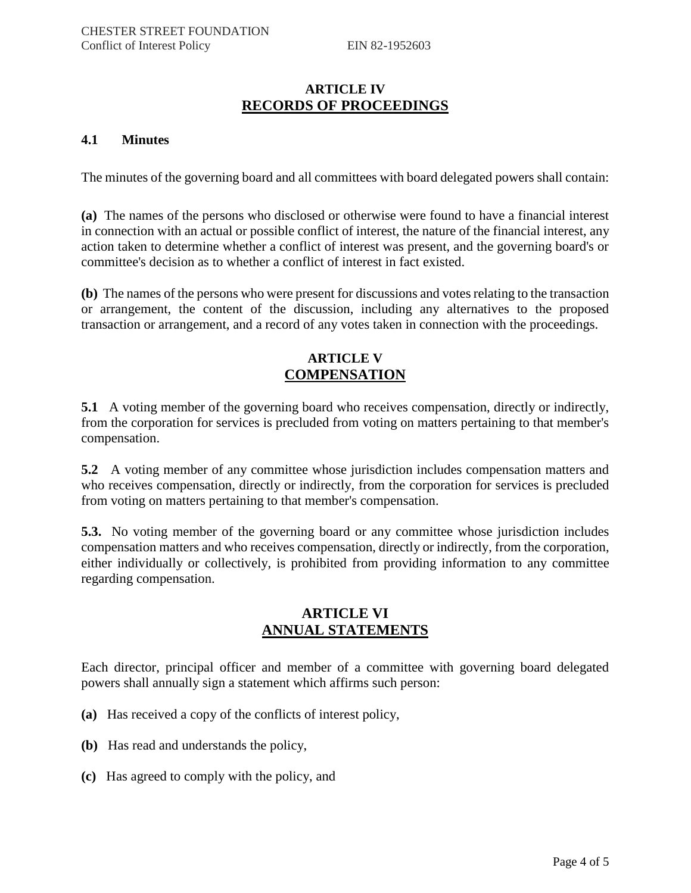## ARTICLE IV
## RECORDS OF PROCEEDINGS

### 4.1 Minutes

The minutes of the governing board and all committees with board delegated powers shall contain:

**(a)** The names of the persons who disclosed or otherwise were found to have a financial interest in connection with an actual or possible conflict of interest, the nature of the financial interest, any action taken to determine whether a conflict of interest was present, and the governing board's or committee's decision as to whether a conflict of interest in fact existed.

**(b)** The names of the persons who were present for discussions and votes relating to the transaction or arrangement, the content of the discussion, including any alternatives to the proposed transaction or arrangement, and a record of any votes taken in connection with the proceedings.

## ARTICLE V
## COMPENSATION

**5.1** A voting member of the governing board who receives compensation, directly or indirectly, from the corporation for services is precluded from voting on matters pertaining to that member's compensation.

**5.2** A voting member of any committee whose jurisdiction includes compensation matters and who receives compensation, directly or indirectly, from the corporation for services is precluded from voting on matters pertaining to that member's compensation.

**5.3.** No voting member of the governing board or any committee whose jurisdiction includes compensation matters and who receives compensation, directly or indirectly, from the corporation, either individually or collectively, is prohibited from providing information to any committee regarding compensation.

## ARTICLE VI
## ANNUAL STATEMENTS

Each director, principal officer and member of a committee with governing board delegated powers shall annually sign a statement which affirms such person:

**(a)** Has received a copy of the conflicts of interest policy,

**(b)** Has read and understands the policy,

**(c)** Has agreed to comply with the policy, and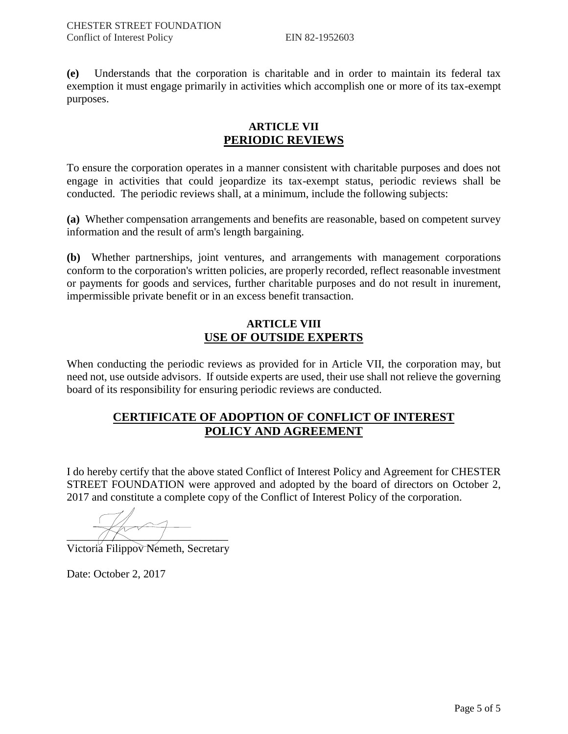**(e)** Understands that the corporation is charitable and in order to maintain its federal tax exemption it must engage primarily in activities which accomplish one or more of its tax-exempt purposes.

## ARTICLE VII
## PERIODIC REVIEWS

To ensure the corporation operates in a manner consistent with charitable purposes and does not engage in activities that could jeopardize its tax-exempt status, periodic reviews shall be conducted. The periodic reviews shall, at a minimum, include the following subjects:

**(a)** Whether compensation arrangements and benefits are reasonable, based on competent survey information and the result of arm's length bargaining.

**(b)** Whether partnerships, joint ventures, and arrangements with management corporations conform to the corporation's written policies, are properly recorded, reflect reasonable investment or payments for goods and services, further charitable purposes and do not result in inurement, impermissible private benefit or in an excess benefit transaction.

## ARTICLE VIII
## USE OF OUTSIDE EXPERTS

When conducting the periodic reviews as provided for in Article VII, the corporation may, but need not, use outside advisors. If outside experts are used, their use shall not relieve the governing board of its responsibility for ensuring periodic reviews are conducted.

## CERTIFICATE OF ADOPTION OF CONFLICT OF INTEREST POLICY AND AGREEMENT

I do hereby certify that the above stated Conflict of Interest Policy and Agreement for CHESTER STREET FOUNDATION were approved and adopted by the board of directors on October 2, 2017 and constitute a complete copy of the Conflict of Interest Policy of the corporation.

______________________________
Victoria Filippov Nemeth, Secretary

Date: October 2, 2017